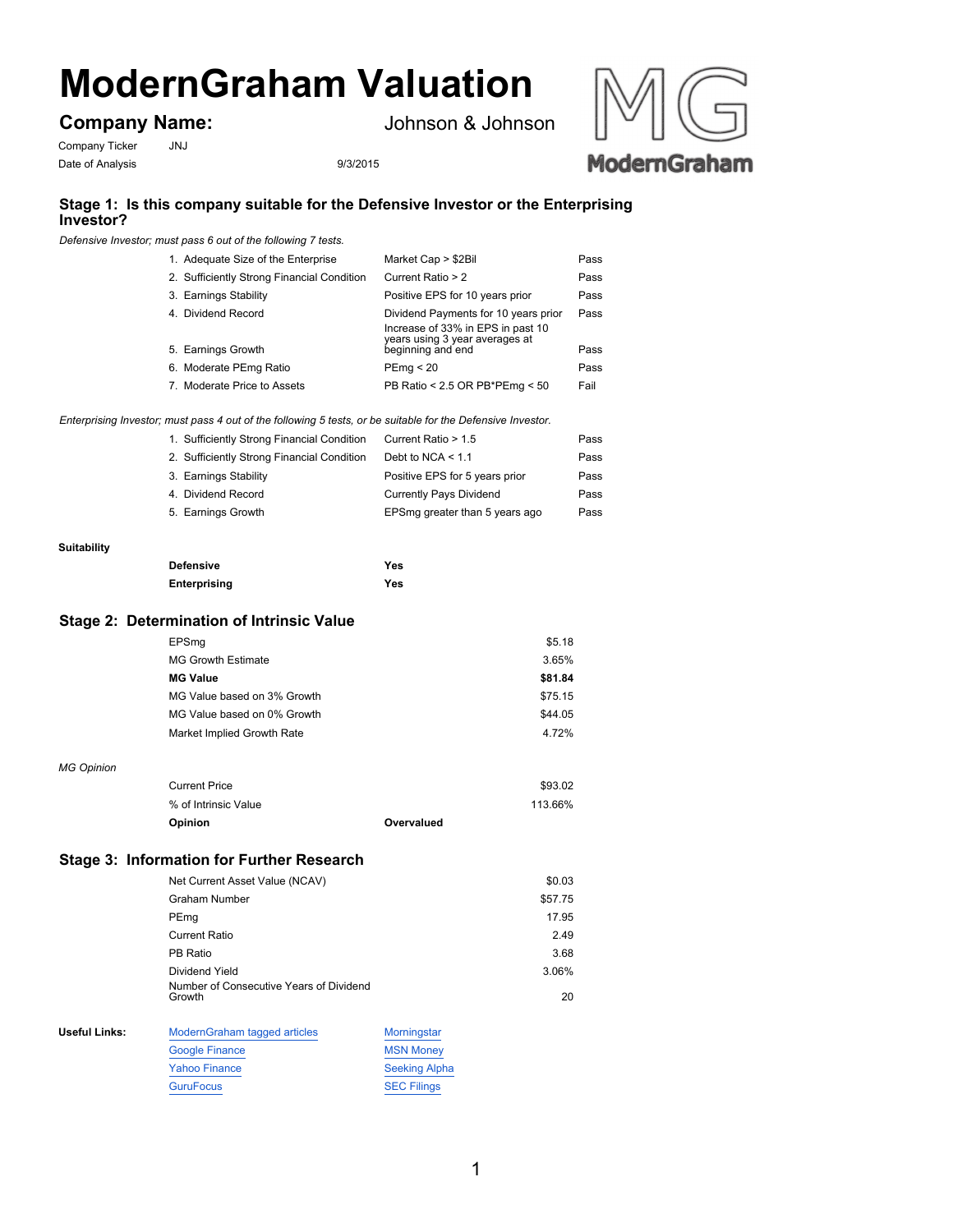# ModernGraham Valuation

## Company Name: Johnson & Johnson

Company Ticker JNJ

Date of Analysis 9/3/2015

### Stage 1: Is this company suitable for the Defensive Investor or the Enterprising Investor?

*Defensive Investor; must pass 6 out of the following 7 tests.*

| Test | Criterion | Result |
|---|---|---|
| 1. Adequate Size of the Enterprise | Market Cap > $2Bil | Pass |
| 2. Sufficiently Strong Financial Condition | Current Ratio > 2 | Pass |
| 3. Earnings Stability | Positive EPS for 10 years prior | Pass |
| 4. Dividend Record | Dividend Payments for 10 years prior | Pass |
| 5. Earnings Growth | Increase of 33% in EPS in past 10 years using 3 year averages at beginning and end | Pass |
| 6. Moderate PEmg Ratio | PEmg < 20 | Pass |
| 7. Moderate Price to Assets | PB Ratio < 2.5 OR PB*PEmg < 50 | Fail |

*Enterprising Investor; must pass 4 out of the following 5 tests, or be suitable for the Defensive Investor.*

| Test | Criterion | Result |
|---|---|---|
| 1. Sufficiently Strong Financial Condition | Current Ratio > 1.5 | Pass |
| 2. Sufficiently Strong Financial Condition | Debt to NCA < 1.1 | Pass |
| 3. Earnings Stability | Positive EPS for 5 years prior | Pass |
| 4. Dividend Record | Currently Pays Dividend | Pass |
| 5. Earnings Growth | EPSmg greater than 5 years ago | Pass |

**Suitability**

| | |
|---|---|
| **Defensive** | **Yes** |
| **Enterprising** | **Yes** |

### Stage 2: Determination of Intrinsic Value

| | |
|---|---|
| EPSmg | $5.18 |
| MG Growth Estimate | 3.65% |
| **MG Value** | **$81.84** |
| MG Value based on 3% Growth | $75.15 |
| MG Value based on 0% Growth | $44.05 |
| Market Implied Growth Rate | 4.72% |

*MG Opinion*

| | | |
|---|---|---|
| Current Price | | $93.02 |
| % of Intrinsic Value | | 113.66% |
| **Opinion** | **Overvalued** | |

### Stage 3: Information for Further Research

| | |
|---|---|
| Net Current Asset Value (NCAV) | $0.03 |
| Graham Number | $57.75 |
| PEmg | 17.95 |
| Current Ratio | 2.49 |
| PB Ratio | 3.68 |
| Dividend Yield | 3.06% |
| Number of Consecutive Years of Dividend Growth | 20 |

**Useful Links:**

| | |
|---|---|
| ModernGraham tagged articles | Morningstar |
| Google Finance | MSN Money |
| Yahoo Finance | Seeking Alpha |
| GuruFocus | SEC Filings |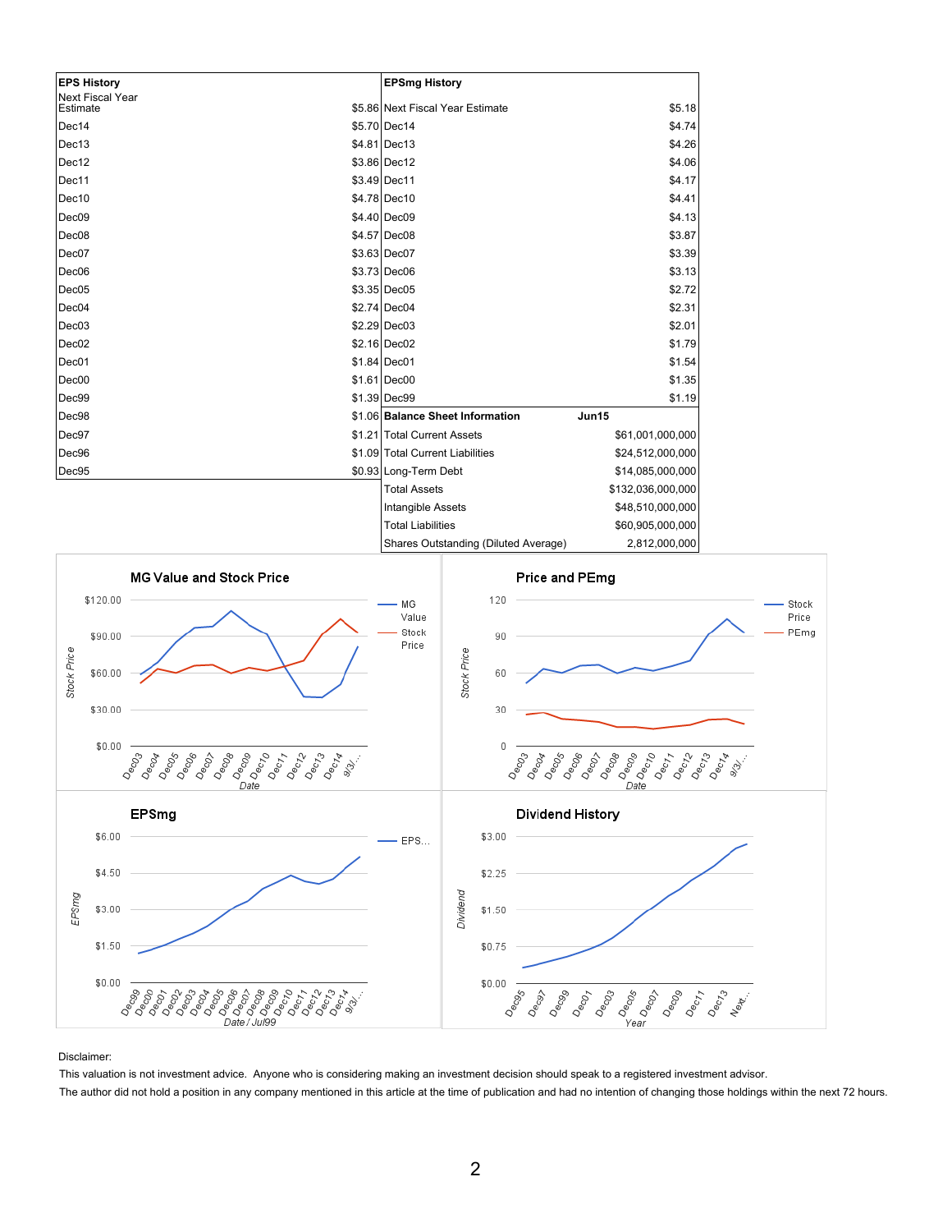| EPS History | |
|---|---|
| Next Fiscal Year Estimate | $5.86 |
| Dec14 | $5.70 |
| Dec13 | $4.81 |
| Dec12 | $3.86 |
| Dec11 | $3.49 |
| Dec10 | $4.78 |
| Dec09 | $4.40 |
| Dec08 | $4.57 |
| Dec07 | $3.63 |
| Dec06 | $3.73 |
| Dec05 | $3.35 |
| Dec04 | $2.74 |
| Dec03 | $2.29 |
| Dec02 | $2.16 |
| Dec01 | $1.84 |
| Dec00 | $1.61 |
| Dec99 | $1.39 |
| Dec98 | $1.06 |
| Dec97 | $1.21 |
| Dec96 | $1.09 |
| Dec95 | $0.93 |

| EPSmg History | |
|---|---|
| Next Fiscal Year Estimate | $5.18 |
| Dec14 | $4.74 |
| Dec13 | $4.26 |
| Dec12 | $4.06 |
| Dec11 | $4.17 |
| Dec10 | $4.41 |
| Dec09 | $4.13 |
| Dec08 | $3.87 |
| Dec07 | $3.39 |
| Dec06 | $3.13 |
| Dec05 | $2.72 |
| Dec04 | $2.31 |
| Dec03 | $2.01 |
| Dec02 | $1.79 |
| Dec01 | $1.54 |
| Dec00 | $1.35 |
| Dec99 | $1.19 |

| Balance Sheet Information | Jun15 |
|---|---|
| Total Current Assets | $61,001,000,000 |
| Total Current Liabilities | $24,512,000,000 |
| Long-Term Debt | $14,085,000,000 |
| Total Assets | $132,036,000,000 |
| Intangible Assets | $48,510,000,000 |
| Total Liabilities | $60,905,000,000 |
| Shares Outstanding (Diluted Average) | 2,812,000,000 |

**MG Value and Stock Price**

**Price and PEmg**

**EPSmg**

**Dividend History**

Disclaimer:

This valuation is not investment advice. Anyone who is considering making an investment decision should speak to a registered investment advisor.

The author did not hold a position in any company mentioned in this article at the time of publication and had no intention of changing those holdings within the next 72 hours.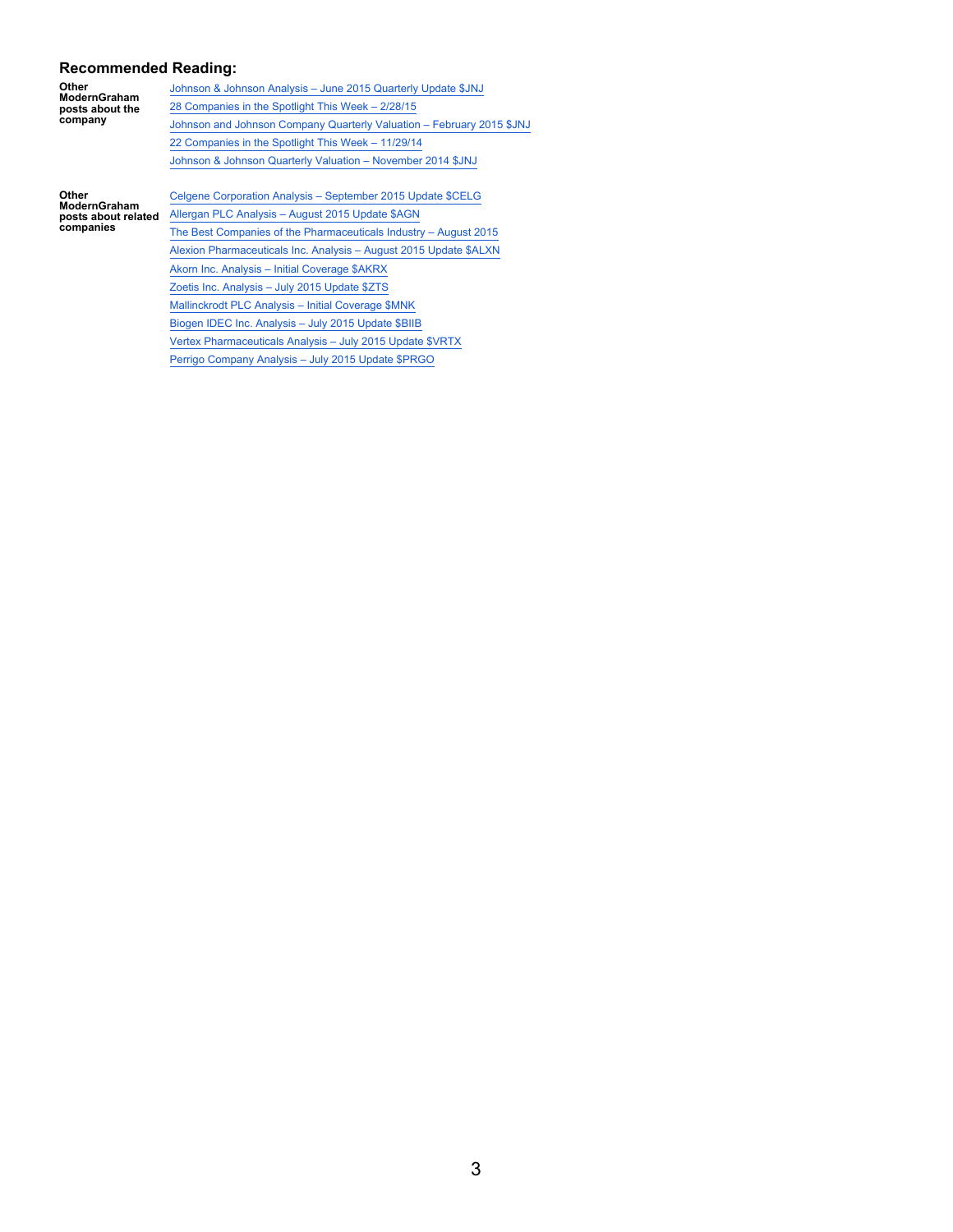## Recommended Reading:

| | |
|---|---|
| **Other ModernGraham posts about the company** | Johnson & Johnson Analysis – June 2015 Quarterly Update $JNJ<br>28 Companies in the Spotlight This Week – 2/28/15<br>Johnson and Johnson Company Quarterly Valuation – February 2015 $JNJ<br>22 Companies in the Spotlight This Week – 11/29/14<br>Johnson & Johnson Quarterly Valuation – November 2014 $JNJ |
| **Other ModernGraham posts about related companies** | Celgene Corporation Analysis – September 2015 Update $CELG<br>Allergan PLC Analysis – August 2015 Update $AGN<br>The Best Companies of the Pharmaceuticals Industry – August 2015<br>Alexion Pharmaceuticals Inc. Analysis – August 2015 Update $ALXN<br>Akorn Inc. Analysis – Initial Coverage $AKRX<br>Zoetis Inc. Analysis – July 2015 Update $ZTS<br>Mallinckrodt PLC Analysis – Initial Coverage $MNK<br>Biogen IDEC Inc. Analysis – July 2015 Update $BIIB<br>Vertex Pharmaceuticals Analysis – July 2015 Update $VRTX<br>Perrigo Company Analysis – July 2015 Update $PRGO |